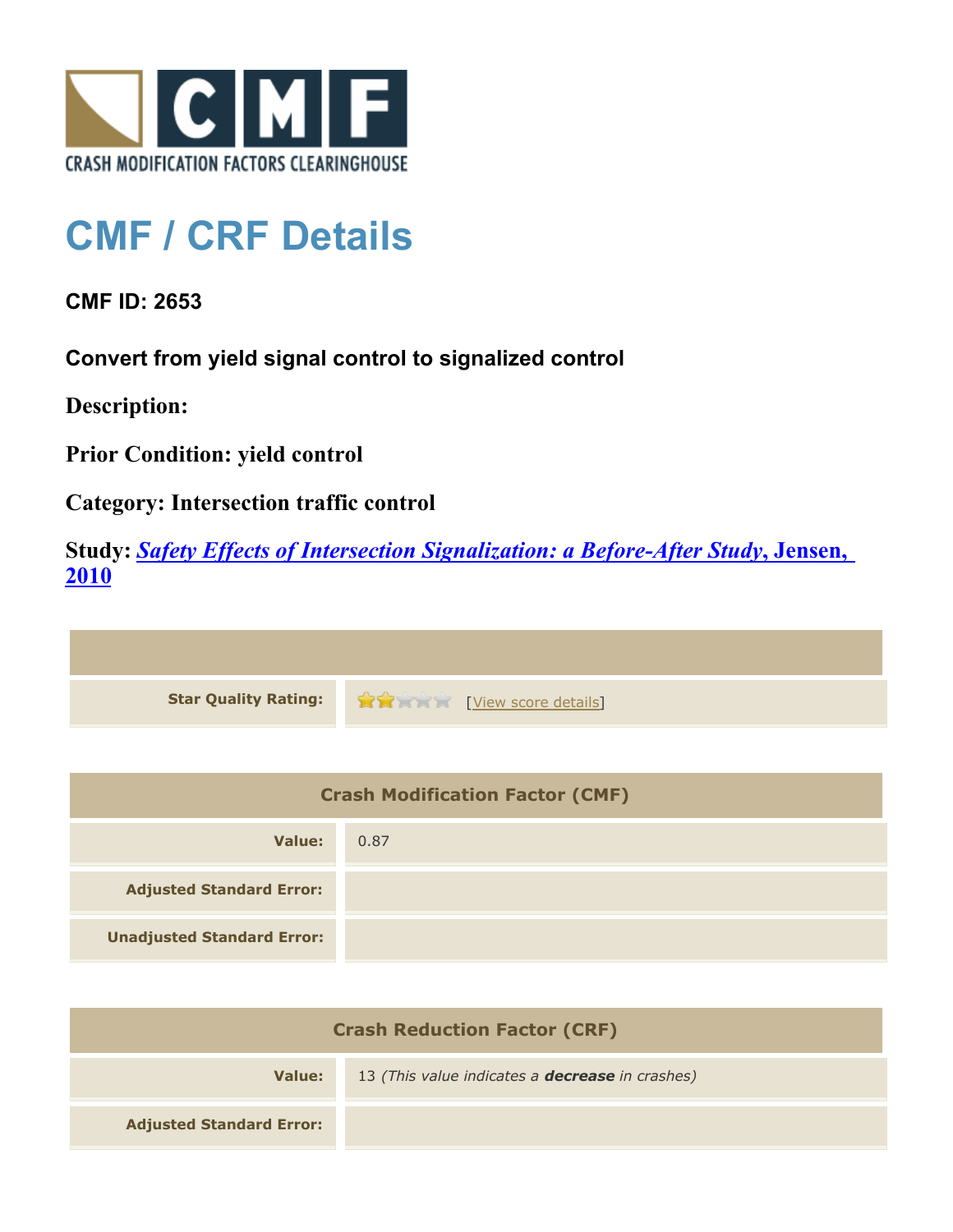CRASH MODIFICATION FACTORS CLEARINGHOUSE

# CMF / CRF Details

## CMF ID: 2653

### Convert from yield signal control to signalized control

**Description:**

**Prior Condition:** yield control

**Category:** Intersection traffic control

**Study:** *Safety Effects of Intersection Signalization: a Before-After Study*, Jensen, 2010

| | |
|---|---|
| **Star Quality Rating:** | 2 of 5 stars [View score details] |

| Crash Modification Factor (CMF) | |
|---|---|
| **Value:** | 0.87 |
| **Adjusted Standard Error:** | |
| **Unadjusted Standard Error:** | |

| Crash Reduction Factor (CRF) | |
|---|---|
| **Value:** | 13 *(This value indicates a **decrease** in crashes)* |
| **Adjusted Standard Error:** | |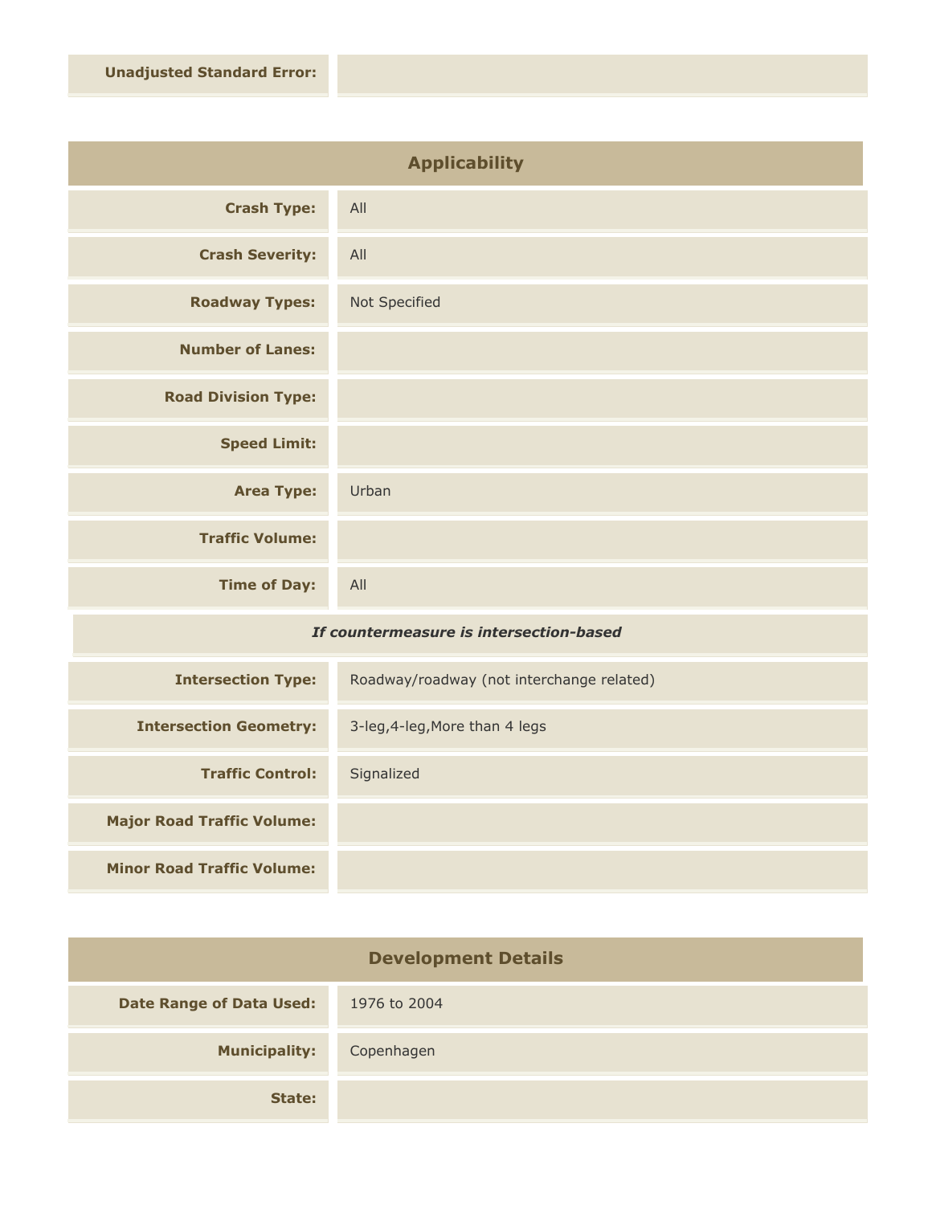| | |
|---|---|
| **Unadjusted Standard Error:** | |

## Applicability

| | |
|---|---|
| **Crash Type:** | All |
| **Crash Severity:** | All |
| **Roadway Types:** | Not Specified |
| **Number of Lanes:** | |
| **Road Division Type:** | |
| **Speed Limit:** | |
| **Area Type:** | Urban |
| **Traffic Volume:** | |
| **Time of Day:** | All |

***If countermeasure is intersection-based***

| | |
|---|---|
| **Intersection Type:** | Roadway/roadway (not interchange related) |
| **Intersection Geometry:** | 3-leg,4-leg,More than 4 legs |
| **Traffic Control:** | Signalized |
| **Major Road Traffic Volume:** | |
| **Minor Road Traffic Volume:** | |

## Development Details

| | |
|---|---|
| **Date Range of Data Used:** | 1976 to 2004 |
| **Municipality:** | Copenhagen |
| **State:** | |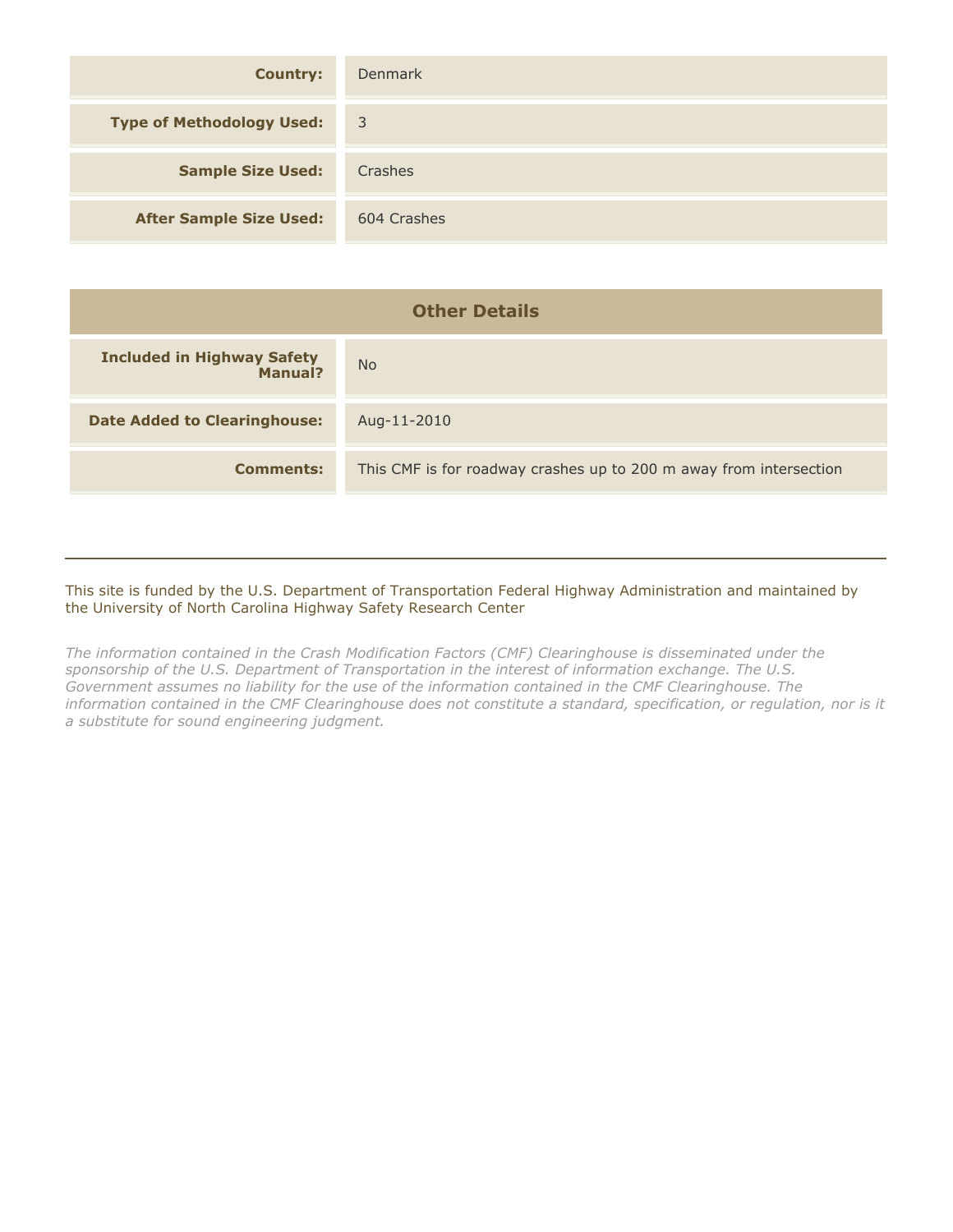| | |
|---|---|
| **Country:** | Denmark |
| **Type of Methodology Used:** | 3 |
| **Sample Size Used:** | Crashes |
| **After Sample Size Used:** | 604 Crashes |

## Other Details

| | |
|---|---|
| **Included in Highway Safety Manual?** | No |
| **Date Added to Clearinghouse:** | Aug-11-2010 |
| **Comments:** | This CMF is for roadway crashes up to 200 m away from intersection |

---

This site is funded by the U.S. Department of Transportation Federal Highway Administration and maintained by the University of North Carolina Highway Safety Research Center

*The information contained in the Crash Modification Factors (CMF) Clearinghouse is disseminated under the sponsorship of the U.S. Department of Transportation in the interest of information exchange. The U.S. Government assumes no liability for the use of the information contained in the CMF Clearinghouse. The information contained in the CMF Clearinghouse does not constitute a standard, specification, or regulation, nor is it a substitute for sound engineering judgment.*